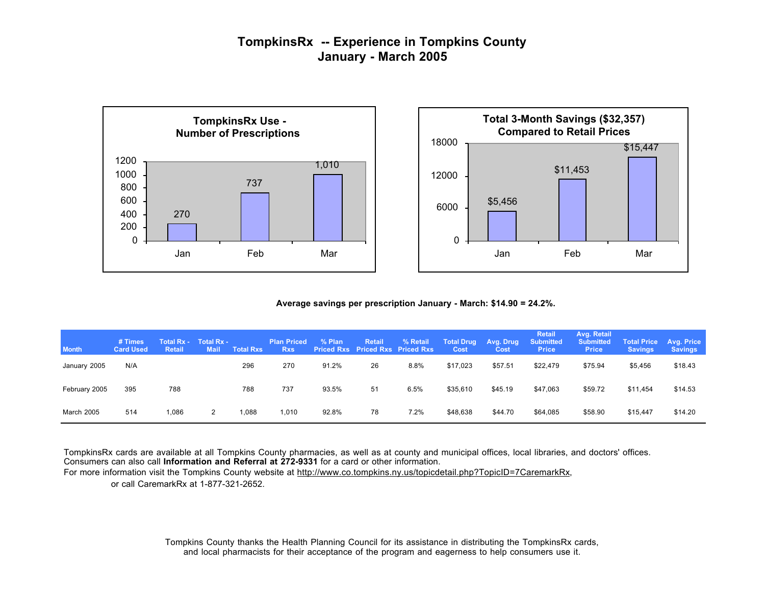# TompkinsRx -- Experience in Tompkins County
## January - March 2005

### TompkinsRx Use - Number of Prescriptions

| Month | Number of Prescriptions |
|---|---|
| Jan | 270 |
| Feb | 737 |
| Mar | 1,010 |

### Total 3-Month Savings ($32,357) Compared to Retail Prices

| Month | Savings |
|---|---|
| Jan | $5,456 |
| Feb | $11,453 |
| Mar | $15,447 |

**Average savings per prescription January - March: $14.90 = 24.2%.**

| Month | # Times Card Used | Total Rx - Retail | Total Rx - Mail | Total Rxs | Plan Priced Rxs | % Plan Priced Rxs | Retail Priced Rxs | % Retail Priced Rxs | Total Drug Cost | Avg. Drug Cost | Retail Submitted Price | Avg. Retail Submitted Price | Total Price Savings | Avg. Price Savings |
|---|---|---|---|---|---|---|---|---|---|---|---|---|---|---|
| January 2005 | N/A | | | 296 | 270 | 91.2% | 26 | 8.8% | $17,023 | $57.51 | $22,479 | $75.94 | $5,456 | $18.43 |
| February 2005 | 395 | 788 | | 788 | 737 | 93.5% | 51 | 6.5% | $35,610 | $45.19 | $47,063 | $59.72 | $11,454 | $14.53 |
| March 2005 | 514 | 1,086 | 2 | 1,088 | 1,010 | 92.8% | 78 | 7.2% | $48,638 | $44.70 | $64,085 | $58.90 | $15,447 | $14.20 |

TompkinsRx cards are available at all Tompkins County pharmacies, as well as at county and municipal offices, local libraries, and doctors' offices. Consumers can also call **Information and Referral at 272-9331** for a card or other information.
For more information visit the Tompkins County website at http://www.co.tompkins.ny.us/topicdetail.php?TopicID=7CaremarkRx,
or call CaremarkRx at 1-877-321-2652.

Tompkins County thanks the Health Planning Council for its assistance in distributing the TompkinsRx cards, and local pharmacists for their acceptance of the program and eagerness to help consumers use it.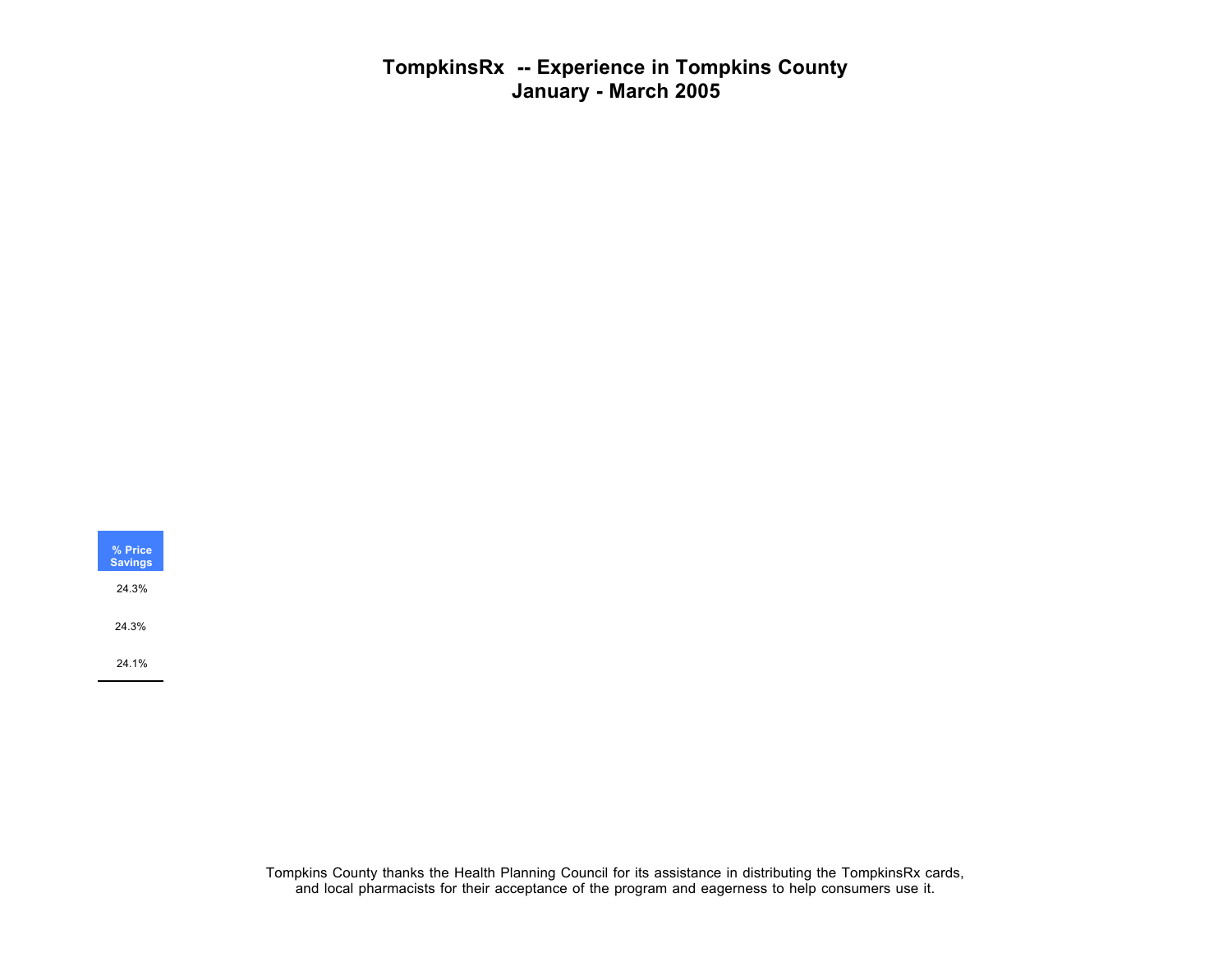# TompkinsRx -- Experience in Tompkins County
## January - March 2005

| % Price Savings |
| --- |
| 24.3% |
| 24.3% |
| 24.1% |

Tompkins County thanks the Health Planning Council for its assistance in distributing the TompkinsRx cards, and local pharmacists for their acceptance of the program and eagerness to help consumers use it.